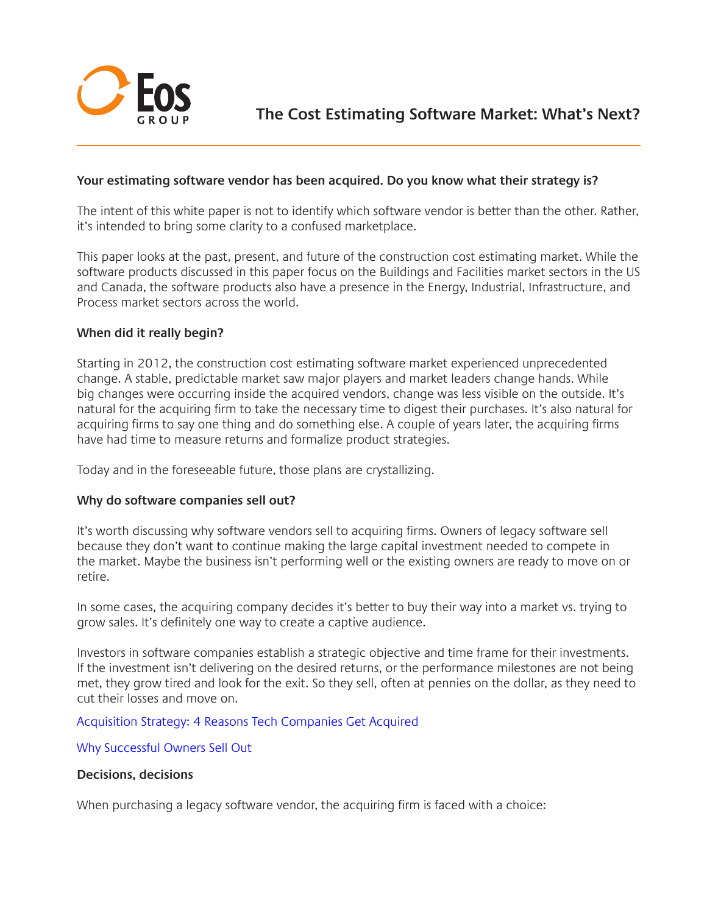# The Cost Estimating Software Market: What's Next?

**Your estimating software vendor has been acquired. Do you know what their strategy is?**

The intent of this white paper is not to identify which software vendor is better than the other. Rather, it's intended to bring some clarity to a confused marketplace.

This paper looks at the past, present, and future of the construction cost estimating market. While the software products discussed in this paper focus on the Buildings and Facilities market sectors in the US and Canada, the software products also have a presence in the Energy, Industrial, Infrastructure, and Process market sectors across the world.

**When did it really begin?**

Starting in 2012, the construction cost estimating software market experienced unprecedented change. A stable, predictable market saw major players and market leaders change hands. While big changes were occurring inside the acquired vendors, change was less visible on the outside. It's natural for the acquiring firm to take the necessary time to digest their purchases. It's also natural for acquiring firms to say one thing and do something else. A couple of years later, the acquiring firms have had time to measure returns and formalize product strategies.

Today and in the foreseeable future, those plans are crystallizing.

**Why do software companies sell out?**

It's worth discussing why software vendors sell to acquiring firms. Owners of legacy software sell because they don't want to continue making the large capital investment needed to compete in the market. Maybe the business isn't performing well or the existing owners are ready to move on or retire.

In some cases, the acquiring company decides it's better to buy their way into a market vs. trying to grow sales. It's definitely one way to create a captive audience.

Investors in software companies establish a strategic objective and time frame for their investments. If the investment isn't delivering on the desired returns, or the performance milestones are not being met, they grow tired and look for the exit. So they sell, often at pennies on the dollar, as they need to cut their losses and move on.

Acquisition Strategy: 4 Reasons Tech Companies Get Acquired

Why Successful Owners Sell Out

**Decisions, decisions**

When purchasing a legacy software vendor, the acquiring firm is faced with a choice: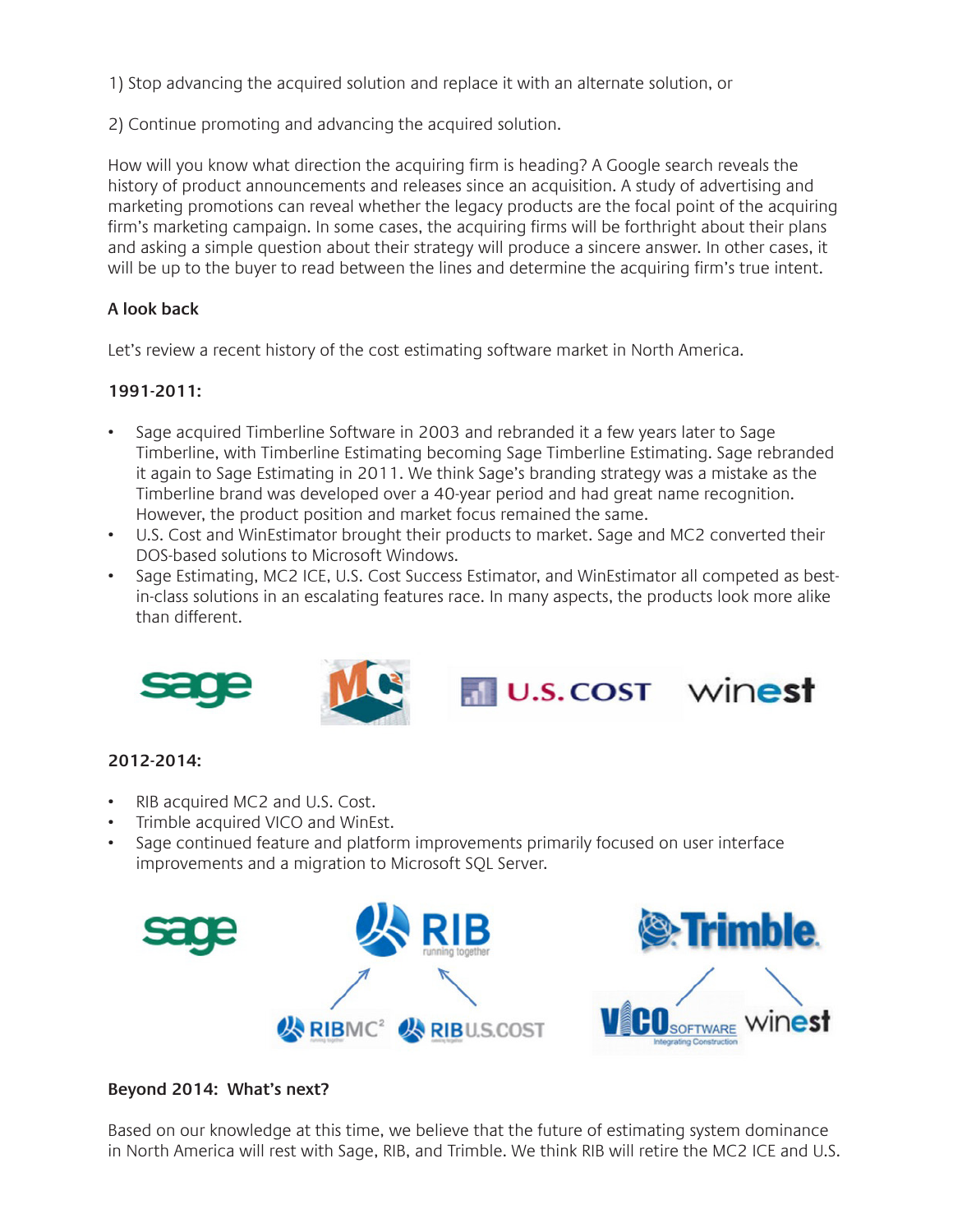1) Stop advancing the acquired solution and replace it with an alternate solution, or

2) Continue promoting and advancing the acquired solution.

How will you know what direction the acquiring firm is heading? A Google search reveals the history of product announcements and releases since an acquisition. A study of advertising and marketing promotions can reveal whether the legacy products are the focal point of the acquiring firm's marketing campaign. In some cases, the acquiring firms will be forthright about their plans and asking a simple question about their strategy will produce a sincere answer. In other cases, it will be up to the buyer to read between the lines and determine the acquiring firm's true intent.

**A look back**

Let's review a recent history of the cost estimating software market in North America.

**1991-2011:**

- Sage acquired Timberline Software in 2003 and rebranded it a few years later to Sage Timberline, with Timberline Estimating becoming Sage Timberline Estimating. Sage rebranded it again to Sage Estimating in 2011. We think Sage's branding strategy was a mistake as the Timberline brand was developed over a 40-year period and had great name recognition. However, the product position and market focus remained the same.
- U.S. Cost and WinEstimator brought their products to market. Sage and MC2 converted their DOS-based solutions to Microsoft Windows.
- Sage Estimating, MC2 ICE, U.S. Cost Success Estimator, and WinEstimator all competed as best-in-class solutions in an escalating features race. In many aspects, the products look more alike than different.

**2012-2014:**

- RIB acquired MC2 and U.S. Cost.
- Trimble acquired VICO and WinEst.
- Sage continued feature and platform improvements primarily focused on user interface improvements and a migration to Microsoft SQL Server.

**Beyond 2014: What's next?**

Based on our knowledge at this time, we believe that the future of estimating system dominance in North America will rest with Sage, RIB, and Trimble. We think RIB will retire the MC2 ICE and U.S.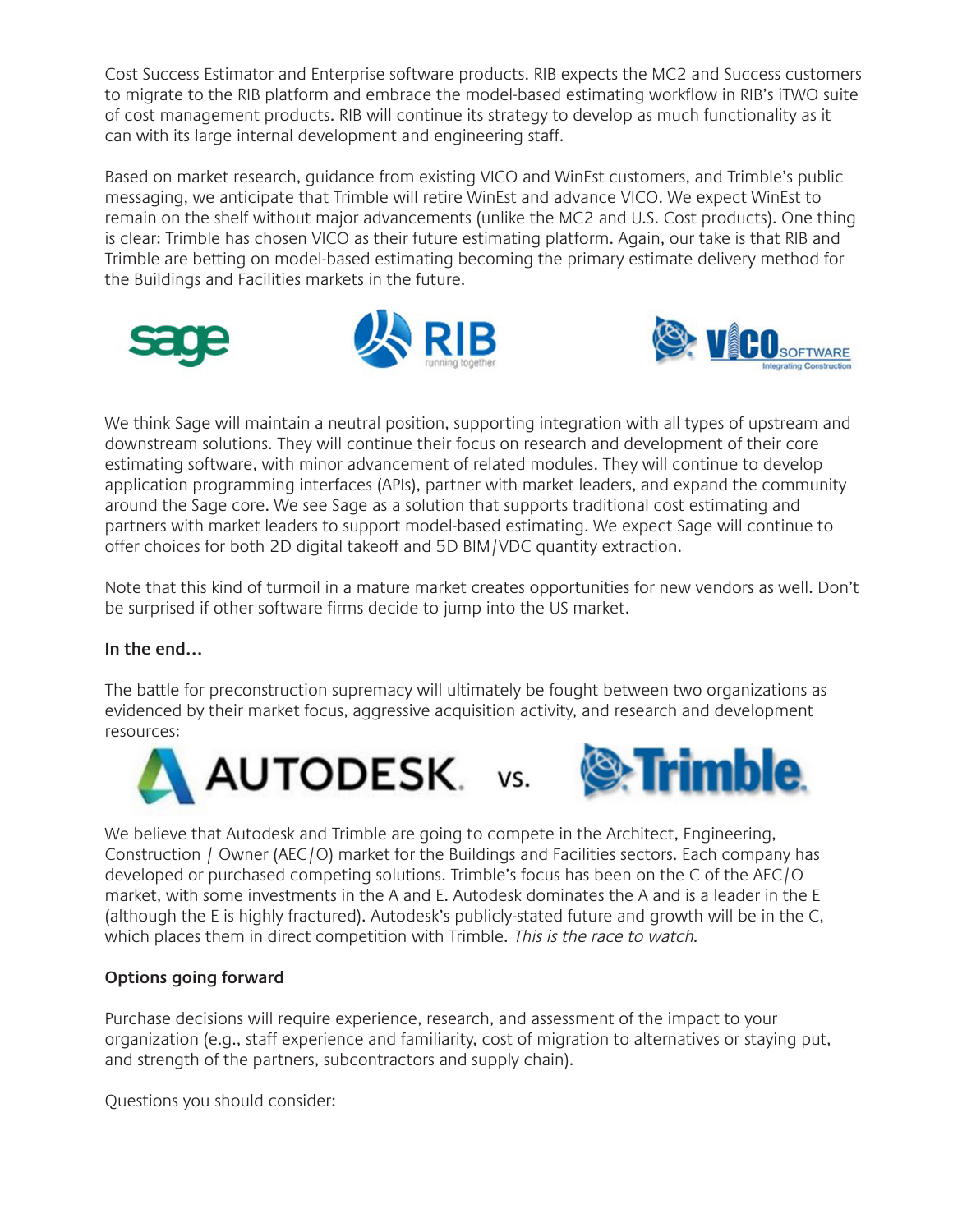Cost Success Estimator and Enterprise software products. RIB expects the MC2 and Success customers to migrate to the RIB platform and embrace the model-based estimating workflow in RIB's iTWO suite of cost management products. RIB will continue its strategy to develop as much functionality as it can with its large internal development and engineering staff.

Based on market research, guidance from existing VICO and WinEst customers, and Trimble's public messaging, we anticipate that Trimble will retire WinEst and advance VICO. We expect WinEst to remain on the shelf without major advancements (unlike the MC2 and U.S. Cost products). One thing is clear: Trimble has chosen VICO as their future estimating platform. Again, our take is that RIB and Trimble are betting on model-based estimating becoming the primary estimate delivery method for the Buildings and Facilities markets in the future.

We think Sage will maintain a neutral position, supporting integration with all types of upstream and downstream solutions. They will continue their focus on research and development of their core estimating software, with minor advancement of related modules. They will continue to develop application programming interfaces (APIs), partner with market leaders, and expand the community around the Sage core. We see Sage as a solution that supports traditional cost estimating and partners with market leaders to support model-based estimating. We expect Sage will continue to offer choices for both 2D digital takeoff and 5D BIM/VDC quantity extraction.

Note that this kind of turmoil in a mature market creates opportunities for new vendors as well. Don't be surprised if other software firms decide to jump into the US market.

**In the end…**

The battle for preconstruction supremacy will ultimately be fought between two organizations as evidenced by their market focus, aggressive acquisition activity, and research and development resources:

AUTODESK vs. Trimble

We believe that Autodesk and Trimble are going to compete in the Architect, Engineering, Construction / Owner (AEC/O) market for the Buildings and Facilities sectors. Each company has developed or purchased competing solutions. Trimble's focus has been on the C of the AEC/O market, with some investments in the A and E. Autodesk dominates the A and is a leader in the E (although the E is highly fractured). Autodesk's publicly-stated future and growth will be in the C, which places them in direct competition with Trimble. *This is the race to watch.*

**Options going forward**

Purchase decisions will require experience, research, and assessment of the impact to your organization (e.g., staff experience and familiarity, cost of migration to alternatives or staying put, and strength of the partners, subcontractors and supply chain).

Questions you should consider: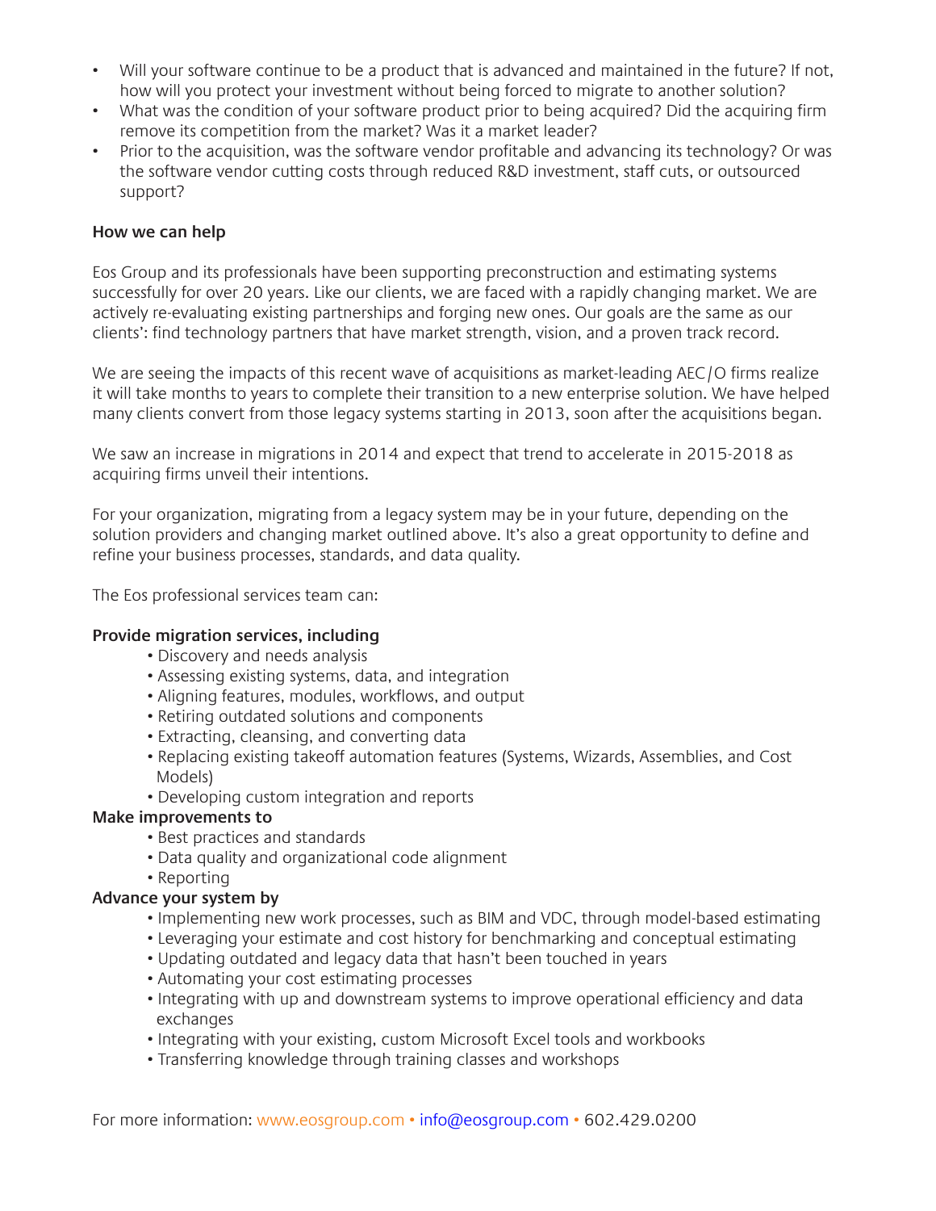- Will your software continue to be a product that is advanced and maintained in the future? If not, how will you protect your investment without being forced to migrate to another solution?
- What was the condition of your software product prior to being acquired? Did the acquiring firm remove its competition from the market? Was it a market leader?
- Prior to the acquisition, was the software vendor profitable and advancing its technology? Or was the software vendor cutting costs through reduced R&D investment, staff cuts, or outsourced support?

**How we can help**

Eos Group and its professionals have been supporting preconstruction and estimating systems successfully for over 20 years. Like our clients, we are faced with a rapidly changing market. We are actively re-evaluating existing partnerships and forging new ones. Our goals are the same as our clients': find technology partners that have market strength, vision, and a proven track record.

We are seeing the impacts of this recent wave of acquisitions as market-leading AEC/O firms realize it will take months to years to complete their transition to a new enterprise solution. We have helped many clients convert from those legacy systems starting in 2013, soon after the acquisitions began.

We saw an increase in migrations in 2014 and expect that trend to accelerate in 2015-2018 as acquiring firms unveil their intentions.

For your organization, migrating from a legacy system may be in your future, depending on the solution providers and changing market outlined above. It's also a great opportunity to define and refine your business processes, standards, and data quality.

The Eos professional services team can:

**Provide migration services, including**

- Discovery and needs analysis
- Assessing existing systems, data, and integration
- Aligning features, modules, workflows, and output
- Retiring outdated solutions and components
- Extracting, cleansing, and converting data
- Replacing existing takeoff automation features (Systems, Wizards, Assemblies, and Cost Models)
- Developing custom integration and reports

**Make improvements to**

- Best practices and standards
- Data quality and organizational code alignment
- Reporting

**Advance your system by**

- Implementing new work processes, such as BIM and VDC, through model-based estimating
- Leveraging your estimate and cost history for benchmarking and conceptual estimating
- Updating outdated and legacy data that hasn't been touched in years
- Automating your cost estimating processes
- Integrating with up and downstream systems to improve operational efficiency and data exchanges
- Integrating with your existing, custom Microsoft Excel tools and workbooks
- Transferring knowledge through training classes and workshops

For more information: www.eosgroup.com • info@eosgroup.com • 602.429.0200